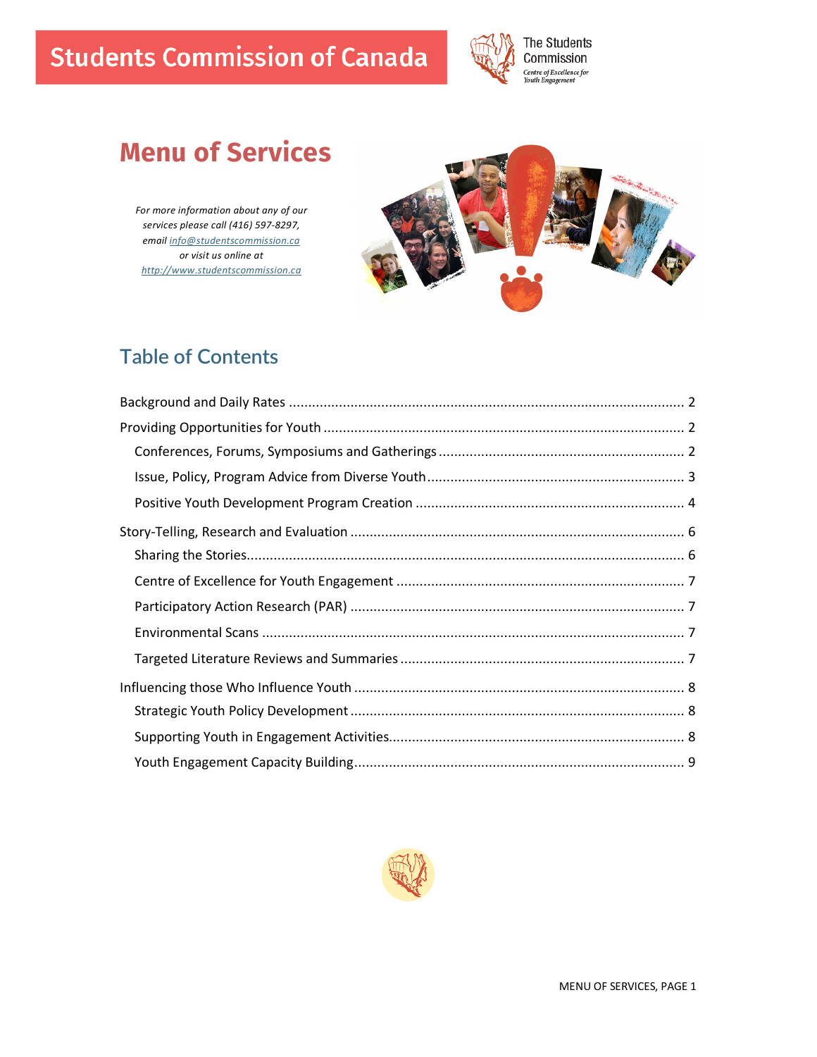# Students Commission of Canada

The Students Commission
Centre of Excellence for Youth Engagement

## Menu of Services

*For more information about any of our services please call (416) 597-8297, email [info@studentscommission.ca](mailto:info@studentscommission.ca) or visit us online at [http://www.studentscommission.ca](http://www.studentscommission.ca)*

## Table of Contents

Background and Daily Rates ..... 2

Providing Opportunities for Youth ..... 2

- Conferences, Forums, Symposiums and Gatherings ..... 2
- Issue, Policy, Program Advice from Diverse Youth ..... 3
- Positive Youth Development Program Creation ..... 4

Story-Telling, Research and Evaluation ..... 6

- Sharing the Stories ..... 6
- Centre of Excellence for Youth Engagement ..... 7
- Participatory Action Research (PAR) ..... 7
- Environmental Scans ..... 7
- Targeted Literature Reviews and Summaries ..... 7

Influencing those Who Influence Youth ..... 8

- Strategic Youth Policy Development ..... 8
- Supporting Youth in Engagement Activities ..... 8
- Youth Engagement Capacity Building ..... 9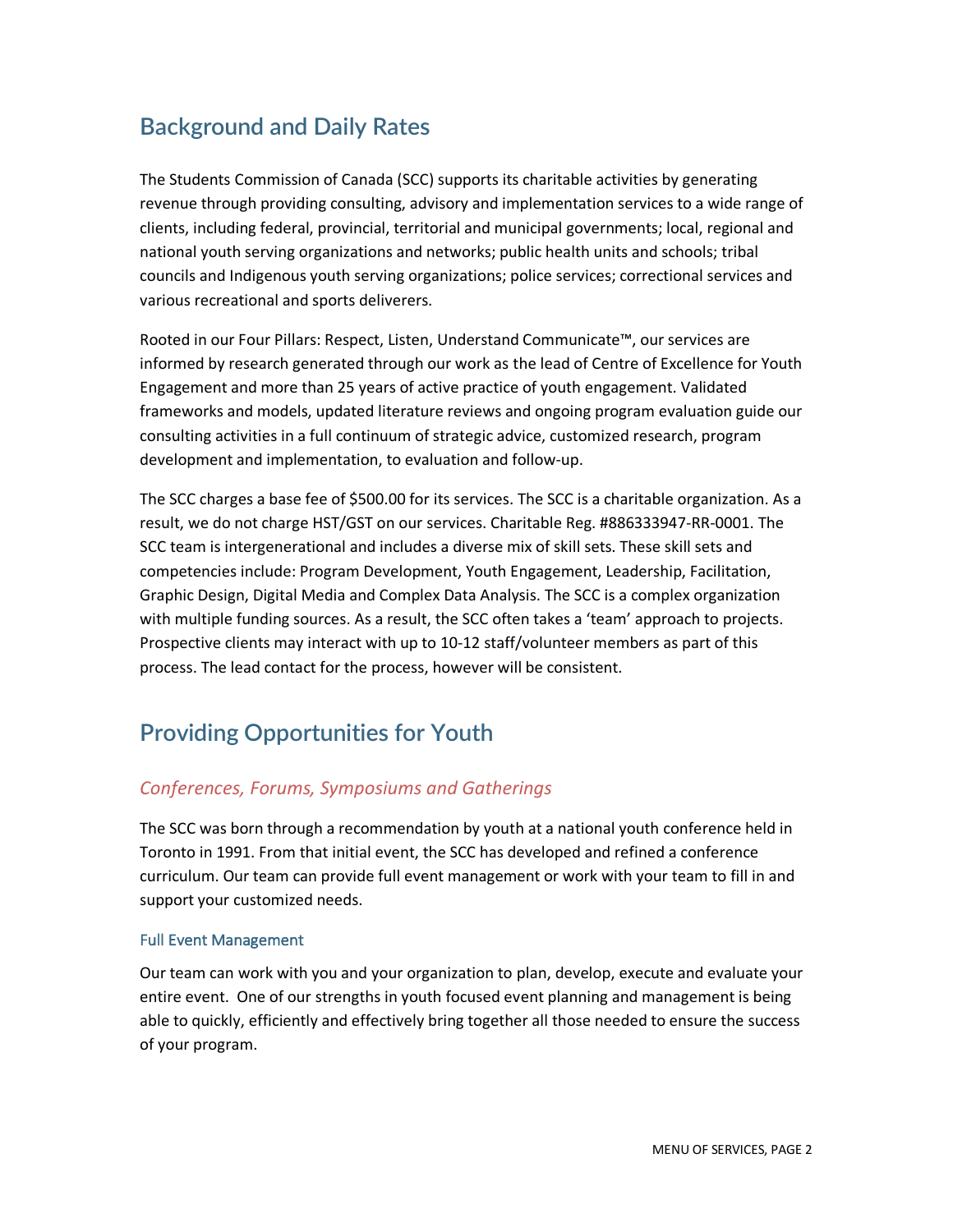## Background and Daily Rates

The Students Commission of Canada (SCC) supports its charitable activities by generating revenue through providing consulting, advisory and implementation services to a wide range of clients, including federal, provincial, territorial and municipal governments; local, regional and national youth serving organizations and networks; public health units and schools; tribal councils and Indigenous youth serving organizations; police services; correctional services and various recreational and sports deliverers.

Rooted in our Four Pillars: Respect, Listen, Understand Communicate™, our services are informed by research generated through our work as the lead of Centre of Excellence for Youth Engagement and more than 25 years of active practice of youth engagement. Validated frameworks and models, updated literature reviews and ongoing program evaluation guide our consulting activities in a full continuum of strategic advice, customized research, program development and implementation, to evaluation and follow-up.

The SCC charges a base fee of $500.00 for its services. The SCC is a charitable organization. As a result, we do not charge HST/GST on our services. Charitable Reg. #886333947-RR-0001. The SCC team is intergenerational and includes a diverse mix of skill sets. These skill sets and competencies include: Program Development, Youth Engagement, Leadership, Facilitation, Graphic Design, Digital Media and Complex Data Analysis. The SCC is a complex organization with multiple funding sources. As a result, the SCC often takes a 'team' approach to projects. Prospective clients may interact with up to 10-12 staff/volunteer members as part of this process. The lead contact for the process, however will be consistent.

## Providing Opportunities for Youth

### *Conferences, Forums, Symposiums and Gatherings*

The SCC was born through a recommendation by youth at a national youth conference held in Toronto in 1991. From that initial event, the SCC has developed and refined a conference curriculum. Our team can provide full event management or work with your team to fill in and support your customized needs.

#### Full Event Management

Our team can work with you and your organization to plan, develop, execute and evaluate your entire event. One of our strengths in youth focused event planning and management is being able to quickly, efficiently and effectively bring together all those needed to ensure the success of your program.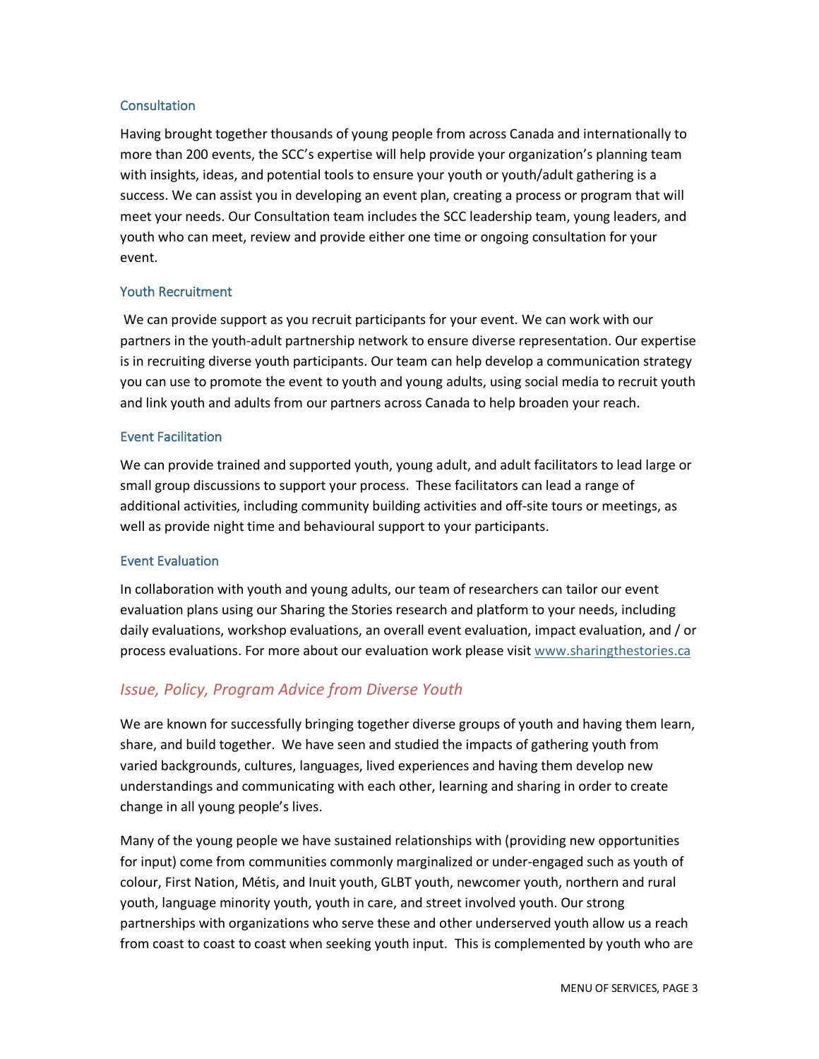### Consultation

Having brought together thousands of young people from across Canada and internationally to more than 200 events, the SCC's expertise will help provide your organization's planning team with insights, ideas, and potential tools to ensure your youth or youth/adult gathering is a success. We can assist you in developing an event plan, creating a process or program that will meet your needs. Our Consultation team includes the SCC leadership team, young leaders, and youth who can meet, review and provide either one time or ongoing consultation for your event.

### Youth Recruitment

We can provide support as you recruit participants for your event. We can work with our partners in the youth-adult partnership network to ensure diverse representation. Our expertise is in recruiting diverse youth participants. Our team can help develop a communication strategy you can use to promote the event to youth and young adults, using social media to recruit youth and link youth and adults from our partners across Canada to help broaden your reach.

### Event Facilitation

We can provide trained and supported youth, young adult, and adult facilitators to lead large or small group discussions to support your process. These facilitators can lead a range of additional activities, including community building activities and off-site tours or meetings, as well as provide night time and behavioural support to your participants.

### Event Evaluation

In collaboration with youth and young adults, our team of researchers can tailor our event evaluation plans using our Sharing the Stories research and platform to your needs, including daily evaluations, workshop evaluations, an overall event evaluation, impact evaluation, and / or process evaluations. For more about our evaluation work please visit [www.sharingthestories.ca](http://www.sharingthestories.ca)

## *Issue, Policy, Program Advice from Diverse Youth*

We are known for successfully bringing together diverse groups of youth and having them learn, share, and build together. We have seen and studied the impacts of gathering youth from varied backgrounds, cultures, languages, lived experiences and having them develop new understandings and communicating with each other, learning and sharing in order to create change in all young people's lives.

Many of the young people we have sustained relationships with (providing new opportunities for input) come from communities commonly marginalized or under-engaged such as youth of colour, First Nation, Métis, and Inuit youth, GLBT youth, newcomer youth, northern and rural youth, language minority youth, youth in care, and street involved youth. Our strong partnerships with organizations who serve these and other underserved youth allow us a reach from coast to coast to coast when seeking youth input. This is complemented by youth who are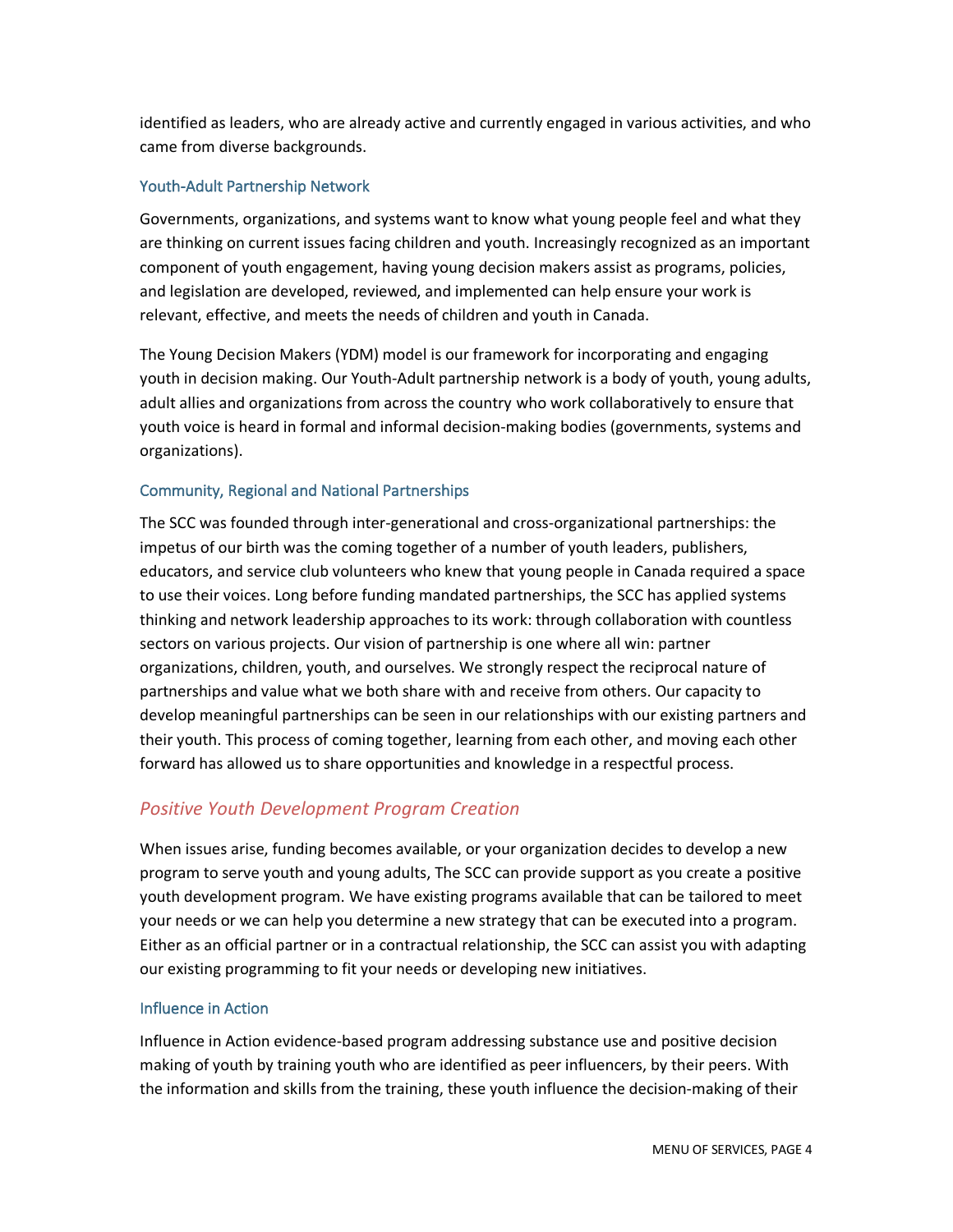identified as leaders, who are already active and currently engaged in various activities, and who came from diverse backgrounds.

### Youth-Adult Partnership Network

Governments, organizations, and systems want to know what young people feel and what they are thinking on current issues facing children and youth. Increasingly recognized as an important component of youth engagement, having young decision makers assist as programs, policies, and legislation are developed, reviewed, and implemented can help ensure your work is relevant, effective, and meets the needs of children and youth in Canada.

The Young Decision Makers (YDM) model is our framework for incorporating and engaging youth in decision making. Our Youth-Adult partnership network is a body of youth, young adults, adult allies and organizations from across the country who work collaboratively to ensure that youth voice is heard in formal and informal decision-making bodies (governments, systems and organizations).

### Community, Regional and National Partnerships

The SCC was founded through inter-generational and cross-organizational partnerships: the impetus of our birth was the coming together of a number of youth leaders, publishers, educators, and service club volunteers who knew that young people in Canada required a space to use their voices. Long before funding mandated partnerships, the SCC has applied systems thinking and network leadership approaches to its work: through collaboration with countless sectors on various projects. Our vision of partnership is one where all win: partner organizations, children, youth, and ourselves. We strongly respect the reciprocal nature of partnerships and value what we both share with and receive from others. Our capacity to develop meaningful partnerships can be seen in our relationships with our existing partners and their youth. This process of coming together, learning from each other, and moving each other forward has allowed us to share opportunities and knowledge in a respectful process.

## *Positive Youth Development Program Creation*

When issues arise, funding becomes available, or your organization decides to develop a new program to serve youth and young adults, The SCC can provide support as you create a positive youth development program. We have existing programs available that can be tailored to meet your needs or we can help you determine a new strategy that can be executed into a program. Either as an official partner or in a contractual relationship, the SCC can assist you with adapting our existing programming to fit your needs or developing new initiatives.

### Influence in Action

Influence in Action evidence-based program addressing substance use and positive decision making of youth by training youth who are identified as peer influencers, by their peers. With the information and skills from the training, these youth influence the decision-making of their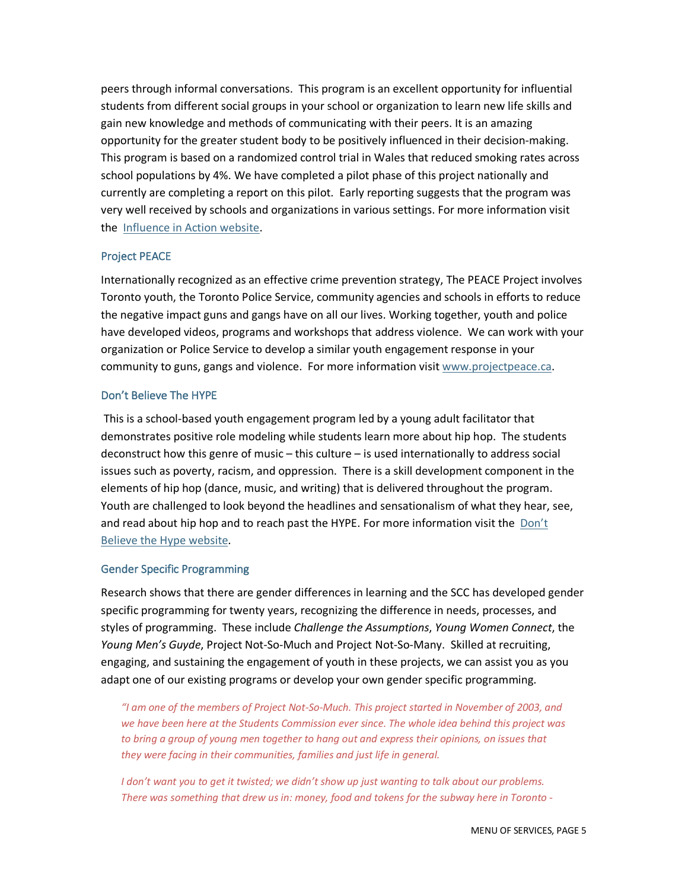peers through informal conversations. This program is an excellent opportunity for influential students from different social groups in your school or organization to learn new life skills and gain new knowledge and methods of communicating with their peers. It is an amazing opportunity for the greater student body to be positively influenced in their decision-making. This program is based on a randomized control trial in Wales that reduced smoking rates across school populations by 4%. We have completed a pilot phase of this project nationally and currently are completing a report on this pilot. Early reporting suggests that the program was very well received by schools and organizations in various settings. For more information visit the Influence in Action website.

### Project PEACE

Internationally recognized as an effective crime prevention strategy, The PEACE Project involves Toronto youth, the Toronto Police Service, community agencies and schools in efforts to reduce the negative impact guns and gangs have on all our lives. Working together, youth and police have developed videos, programs and workshops that address violence. We can work with your organization or Police Service to develop a similar youth engagement response in your community to guns, gangs and violence. For more information visit www.projectpeace.ca.

### Don't Believe The HYPE

This is a school-based youth engagement program led by a young adult facilitator that demonstrates positive role modeling while students learn more about hip hop. The students deconstruct how this genre of music – this culture – is used internationally to address social issues such as poverty, racism, and oppression. There is a skill development component in the elements of hip hop (dance, music, and writing) that is delivered throughout the program. Youth are challenged to look beyond the headlines and sensationalism of what they hear, see, and read about hip hop and to reach past the HYPE. For more information visit the Don't Believe the Hype website.

### Gender Specific Programming

Research shows that there are gender differences in learning and the SCC has developed gender specific programming for twenty years, recognizing the difference in needs, processes, and styles of programming. These include *Challenge the Assumptions*, *Young Women Connect*, the *Young Men's Guyde*, Project Not-So-Much and Project Not-So-Many. Skilled at recruiting, engaging, and sustaining the engagement of youth in these projects, we can assist you as you adapt one of our existing programs or develop your own gender specific programming.

> *"I am one of the members of Project Not-So-Much. This project started in November of 2003, and we have been here at the Students Commission ever since. The whole idea behind this project was to bring a group of young men together to hang out and express their opinions, on issues that they were facing in their communities, families and just life in general.*
>
> *I don't want you to get it twisted; we didn't show up just wanting to talk about our problems. There was something that drew us in: money, food and tokens for the subway here in Toronto -*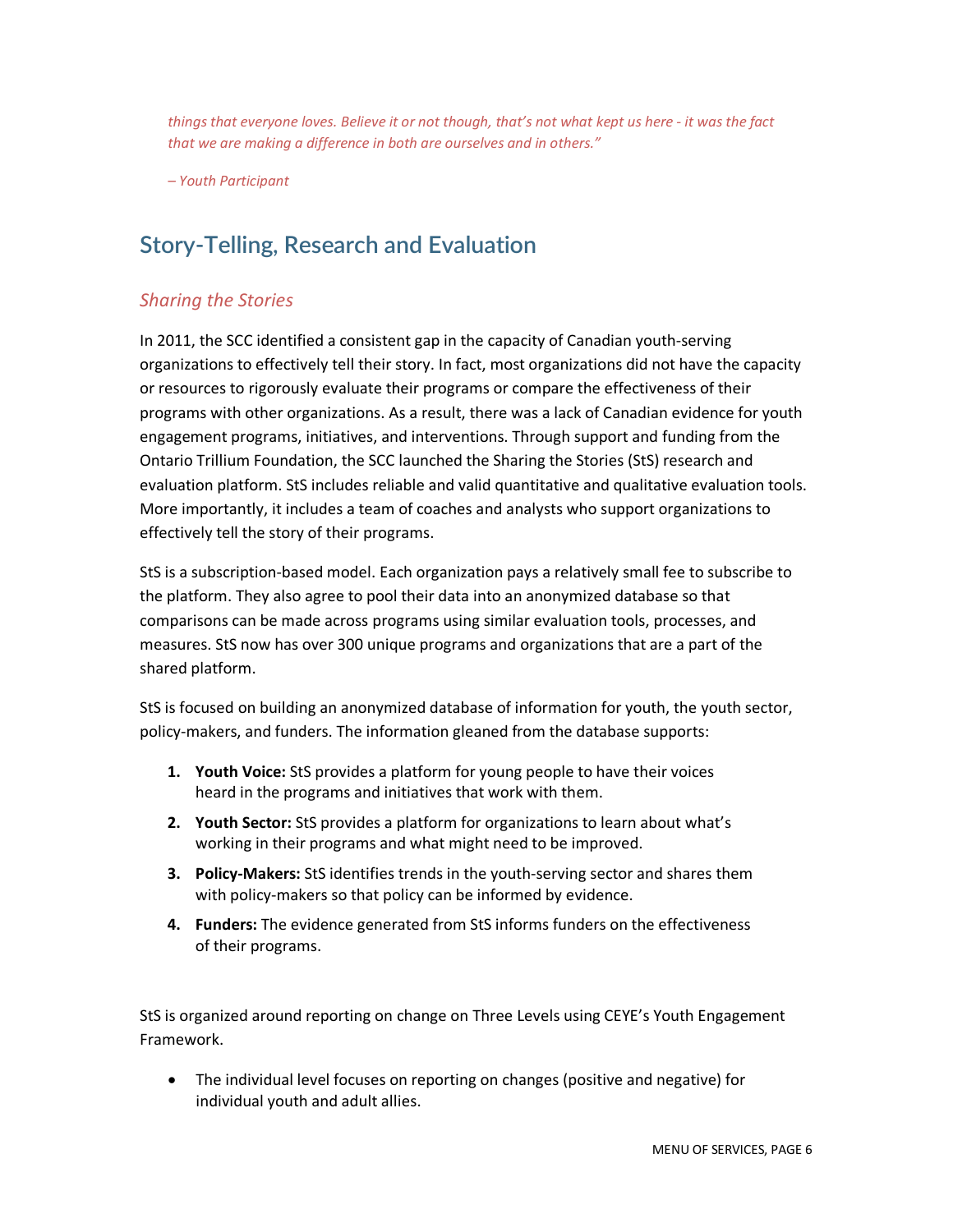*things that everyone loves. Believe it or not though, that's not what kept us here - it was the fact that we are making a difference in both are ourselves and in others."*

*– Youth Participant*

## Story-Telling, Research and Evaluation

### *Sharing the Stories*

In 2011, the SCC identified a consistent gap in the capacity of Canadian youth-serving organizations to effectively tell their story. In fact, most organizations did not have the capacity or resources to rigorously evaluate their programs or compare the effectiveness of their programs with other organizations. As a result, there was a lack of Canadian evidence for youth engagement programs, initiatives, and interventions. Through support and funding from the Ontario Trillium Foundation, the SCC launched the Sharing the Stories (StS) research and evaluation platform. StS includes reliable and valid quantitative and qualitative evaluation tools. More importantly, it includes a team of coaches and analysts who support organizations to effectively tell the story of their programs.

StS is a subscription-based model. Each organization pays a relatively small fee to subscribe to the platform. They also agree to pool their data into an anonymized database so that comparisons can be made across programs using similar evaluation tools, processes, and measures. StS now has over 300 unique programs and organizations that are a part of the shared platform.

StS is focused on building an anonymized database of information for youth, the youth sector, policy-makers, and funders. The information gleaned from the database supports:

1. **Youth Voice:** StS provides a platform for young people to have their voices heard in the programs and initiatives that work with them.
2. **Youth Sector:** StS provides a platform for organizations to learn about what's working in their programs and what might need to be improved.
3. **Policy-Makers:** StS identifies trends in the youth-serving sector and shares them with policy-makers so that policy can be informed by evidence.
4. **Funders:** The evidence generated from StS informs funders on the effectiveness of their programs.

StS is organized around reporting on change on Three Levels using CEYE's Youth Engagement Framework.

- The individual level focuses on reporting on changes (positive and negative) for individual youth and adult allies.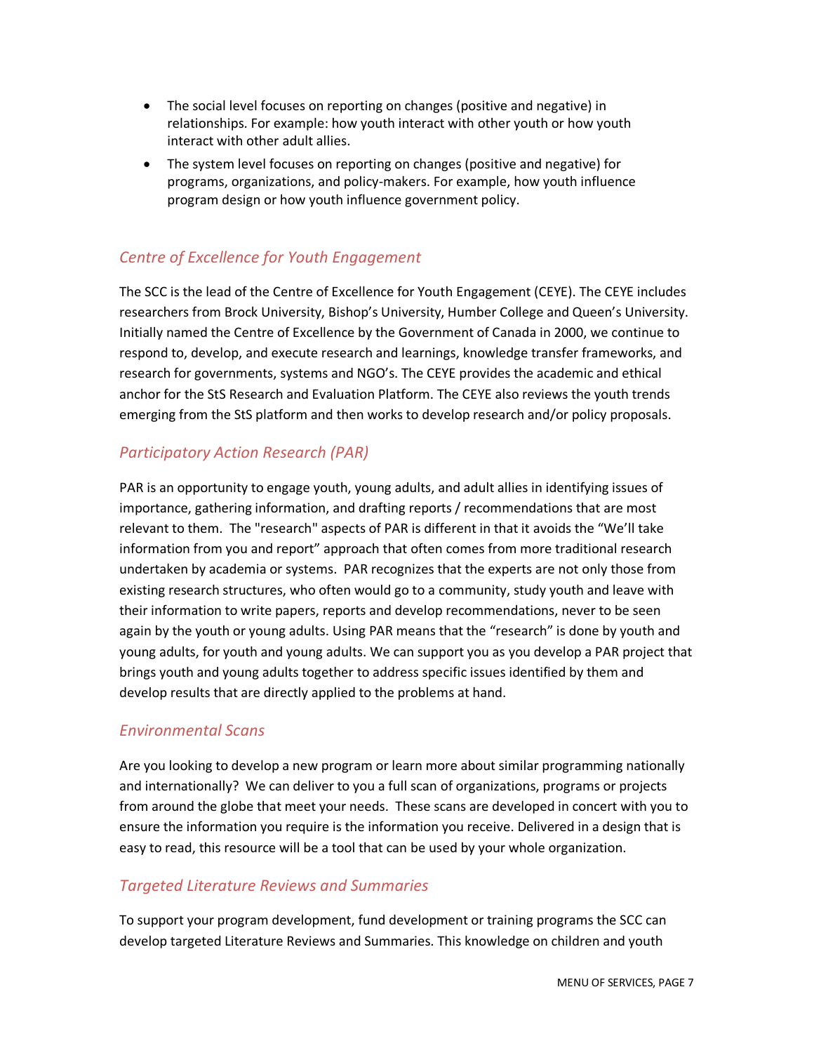- The social level focuses on reporting on changes (positive and negative) in relationships. For example: how youth interact with other youth or how youth interact with other adult allies.
- The system level focuses on reporting on changes (positive and negative) for programs, organizations, and policy-makers. For example, how youth influence program design or how youth influence government policy.

## *Centre of Excellence for Youth Engagement*

The SCC is the lead of the Centre of Excellence for Youth Engagement (CEYE). The CEYE includes researchers from Brock University, Bishop's University, Humber College and Queen's University. Initially named the Centre of Excellence by the Government of Canada in 2000, we continue to respond to, develop, and execute research and learnings, knowledge transfer frameworks, and research for governments, systems and NGO's. The CEYE provides the academic and ethical anchor for the StS Research and Evaluation Platform. The CEYE also reviews the youth trends emerging from the StS platform and then works to develop research and/or policy proposals.

## *Participatory Action Research (PAR)*

PAR is an opportunity to engage youth, young adults, and adult allies in identifying issues of importance, gathering information, and drafting reports / recommendations that are most relevant to them. The "research" aspects of PAR is different in that it avoids the "We'll take information from you and report" approach that often comes from more traditional research undertaken by academia or systems. PAR recognizes that the experts are not only those from existing research structures, who often would go to a community, study youth and leave with their information to write papers, reports and develop recommendations, never to be seen again by the youth or young adults. Using PAR means that the "research" is done by youth and young adults, for youth and young adults. We can support you as you develop a PAR project that brings youth and young adults together to address specific issues identified by them and develop results that are directly applied to the problems at hand.

## *Environmental Scans*

Are you looking to develop a new program or learn more about similar programming nationally and internationally? We can deliver to you a full scan of organizations, programs or projects from around the globe that meet your needs. These scans are developed in concert with you to ensure the information you require is the information you receive. Delivered in a design that is easy to read, this resource will be a tool that can be used by your whole organization.

## *Targeted Literature Reviews and Summaries*

To support your program development, fund development or training programs the SCC can develop targeted Literature Reviews and Summaries. This knowledge on children and youth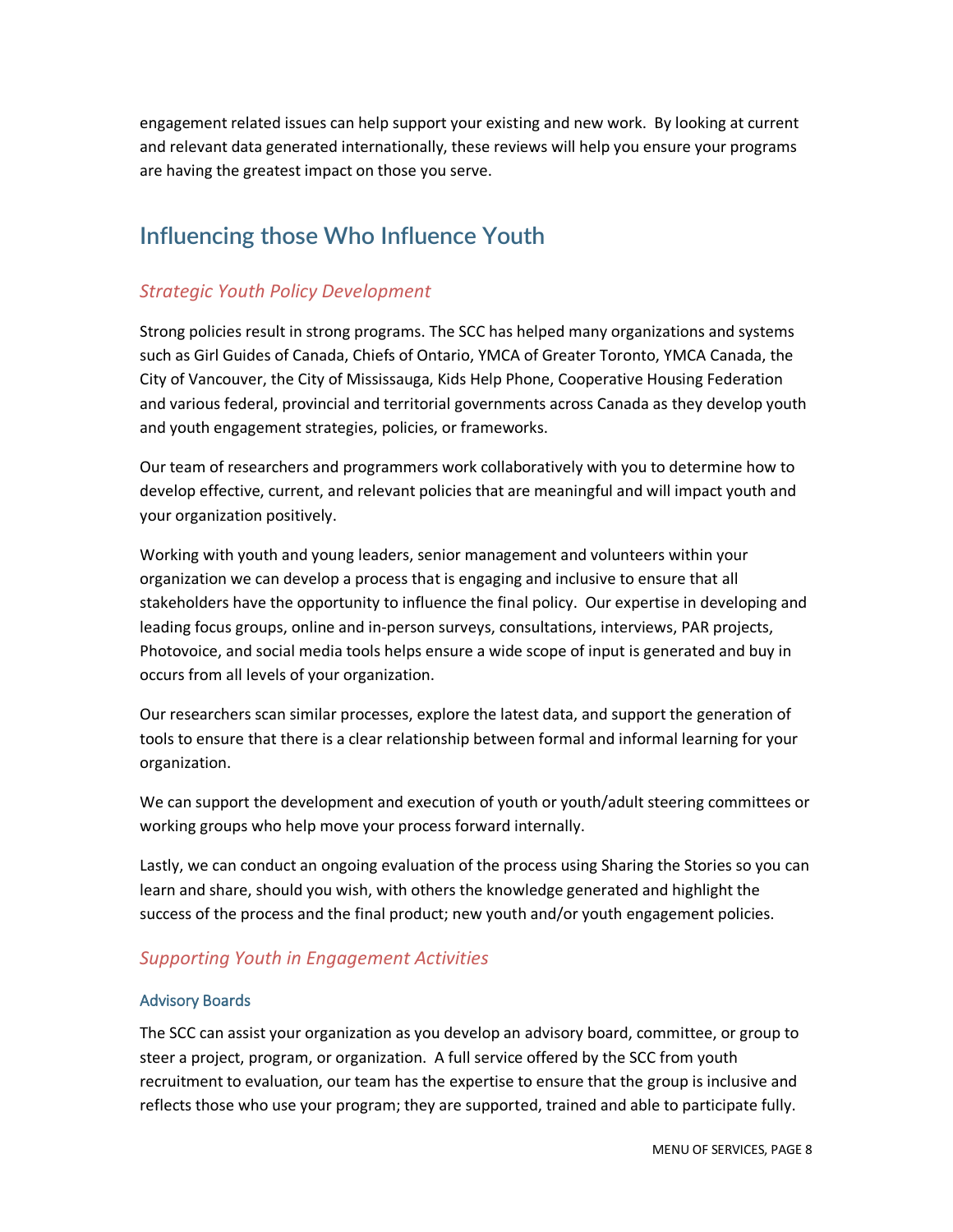engagement related issues can help support your existing and new work. By looking at current and relevant data generated internationally, these reviews will help you ensure your programs are having the greatest impact on those you serve.

## Influencing those Who Influence Youth

### *Strategic Youth Policy Development*

Strong policies result in strong programs. The SCC has helped many organizations and systems such as Girl Guides of Canada, Chiefs of Ontario, YMCA of Greater Toronto, YMCA Canada, the City of Vancouver, the City of Mississauga, Kids Help Phone, Cooperative Housing Federation and various federal, provincial and territorial governments across Canada as they develop youth and youth engagement strategies, policies, or frameworks.

Our team of researchers and programmers work collaboratively with you to determine how to develop effective, current, and relevant policies that are meaningful and will impact youth and your organization positively.

Working with youth and young leaders, senior management and volunteers within your organization we can develop a process that is engaging and inclusive to ensure that all stakeholders have the opportunity to influence the final policy. Our expertise in developing and leading focus groups, online and in-person surveys, consultations, interviews, PAR projects, Photovoice, and social media tools helps ensure a wide scope of input is generated and buy in occurs from all levels of your organization.

Our researchers scan similar processes, explore the latest data, and support the generation of tools to ensure that there is a clear relationship between formal and informal learning for your organization.

We can support the development and execution of youth or youth/adult steering committees or working groups who help move your process forward internally.

Lastly, we can conduct an ongoing evaluation of the process using Sharing the Stories so you can learn and share, should you wish, with others the knowledge generated and highlight the success of the process and the final product; new youth and/or youth engagement policies.

### *Supporting Youth in Engagement Activities*

#### Advisory Boards

The SCC can assist your organization as you develop an advisory board, committee, or group to steer a project, program, or organization. A full service offered by the SCC from youth recruitment to evaluation, our team has the expertise to ensure that the group is inclusive and reflects those who use your program; they are supported, trained and able to participate fully.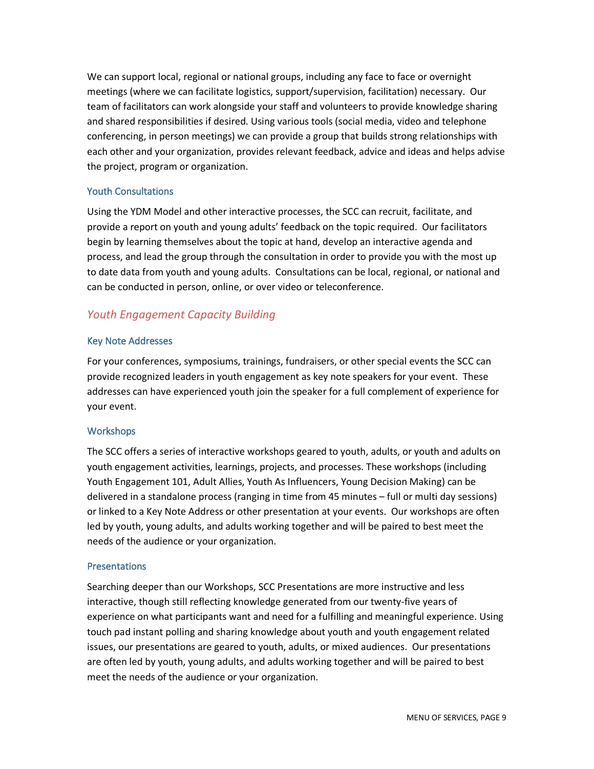We can support local, regional or national groups, including any face to face or overnight meetings (where we can facilitate logistics, support/supervision, facilitation) necessary. Our team of facilitators can work alongside your staff and volunteers to provide knowledge sharing and shared responsibilities if desired. Using various tools (social media, video and telephone conferencing, in person meetings) we can provide a group that builds strong relationships with each other and your organization, provides relevant feedback, advice and ideas and helps advise the project, program or organization.

### Youth Consultations

Using the YDM Model and other interactive processes, the SCC can recruit, facilitate, and provide a report on youth and young adults' feedback on the topic required. Our facilitators begin by learning themselves about the topic at hand, develop an interactive agenda and process, and lead the group through the consultation in order to provide you with the most up to date data from youth and young adults. Consultations can be local, regional, or national and can be conducted in person, online, or over video or teleconference.

## *Youth Engagement Capacity Building*

### Key Note Addresses

For your conferences, symposiums, trainings, fundraisers, or other special events the SCC can provide recognized leaders in youth engagement as key note speakers for your event. These addresses can have experienced youth join the speaker for a full complement of experience for your event.

### Workshops

The SCC offers a series of interactive workshops geared to youth, adults, or youth and adults on youth engagement activities, learnings, projects, and processes. These workshops (including Youth Engagement 101, Adult Allies, Youth As Influencers, Young Decision Making) can be delivered in a standalone process (ranging in time from 45 minutes – full or multi day sessions) or linked to a Key Note Address or other presentation at your events. Our workshops are often led by youth, young adults, and adults working together and will be paired to best meet the needs of the audience or your organization.

### Presentations

Searching deeper than our Workshops, SCC Presentations are more instructive and less interactive, though still reflecting knowledge generated from our twenty-five years of experience on what participants want and need for a fulfilling and meaningful experience. Using touch pad instant polling and sharing knowledge about youth and youth engagement related issues, our presentations are geared to youth, adults, or mixed audiences. Our presentations are often led by youth, young adults, and adults working together and will be paired to best meet the needs of the audience or your organization.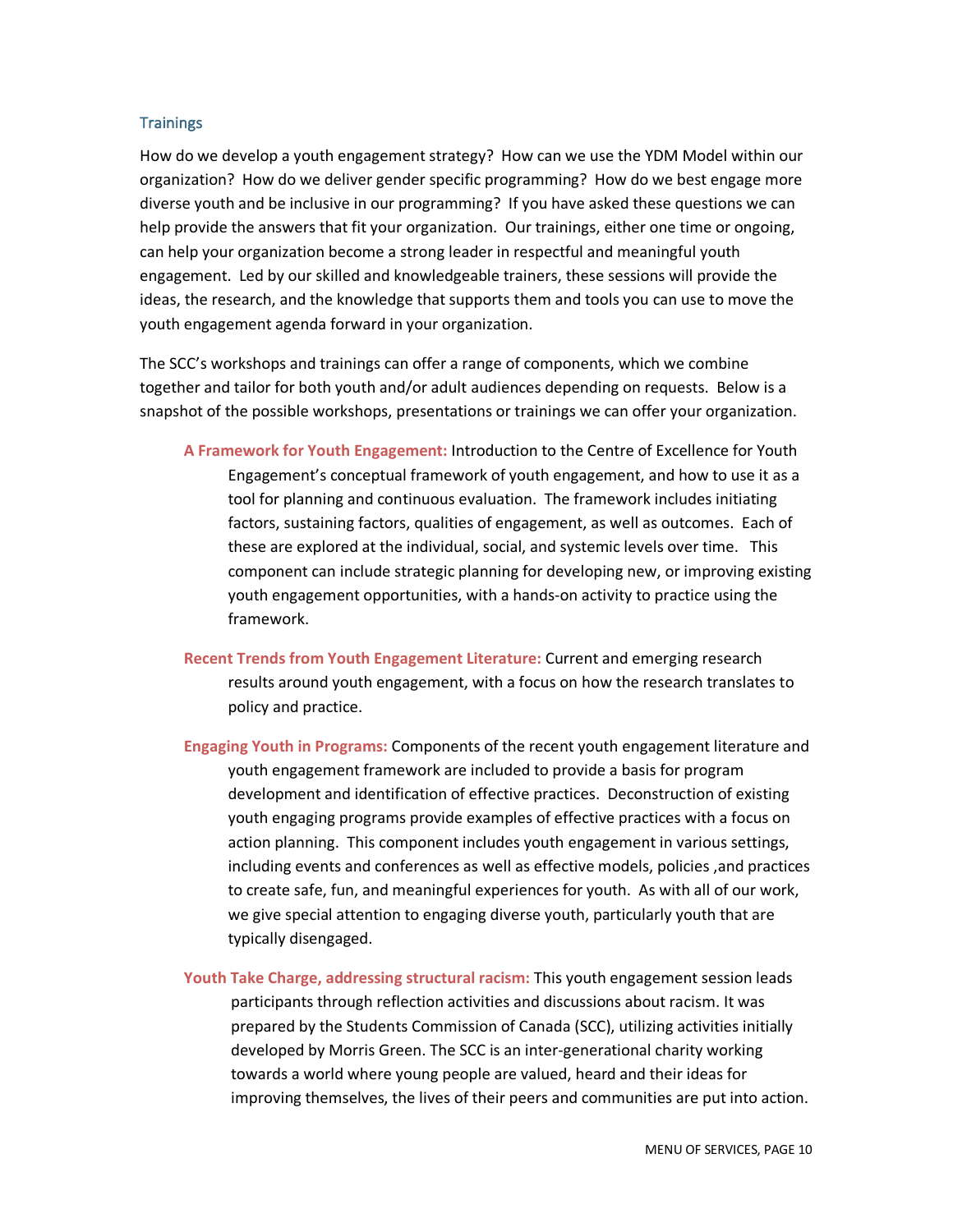## Trainings

How do we develop a youth engagement strategy? How can we use the YDM Model within our organization? How do we deliver gender specific programming? How do we best engage more diverse youth and be inclusive in our programming? If you have asked these questions we can help provide the answers that fit your organization. Our trainings, either one time or ongoing, can help your organization become a strong leader in respectful and meaningful youth engagement. Led by our skilled and knowledgeable trainers, these sessions will provide the ideas, the research, and the knowledge that supports them and tools you can use to move the youth engagement agenda forward in your organization.

The SCC's workshops and trainings can offer a range of components, which we combine together and tailor for both youth and/or adult audiences depending on requests. Below is a snapshot of the possible workshops, presentations or trainings we can offer your organization.

**A Framework for Youth Engagement:** Introduction to the Centre of Excellence for Youth Engagement's conceptual framework of youth engagement, and how to use it as a tool for planning and continuous evaluation. The framework includes initiating factors, sustaining factors, qualities of engagement, as well as outcomes. Each of these are explored at the individual, social, and systemic levels over time. This component can include strategic planning for developing new, or improving existing youth engagement opportunities, with a hands-on activity to practice using the framework.

**Recent Trends from Youth Engagement Literature:** Current and emerging research results around youth engagement, with a focus on how the research translates to policy and practice.

**Engaging Youth in Programs:** Components of the recent youth engagement literature and youth engagement framework are included to provide a basis for program development and identification of effective practices. Deconstruction of existing youth engaging programs provide examples of effective practices with a focus on action planning. This component includes youth engagement in various settings, including events and conferences as well as effective models, policies ,and practices to create safe, fun, and meaningful experiences for youth. As with all of our work, we give special attention to engaging diverse youth, particularly youth that are typically disengaged.

**Youth Take Charge, addressing structural racism:** This youth engagement session leads participants through reflection activities and discussions about racism. It was prepared by the Students Commission of Canada (SCC), utilizing activities initially developed by Morris Green. The SCC is an inter-generational charity working towards a world where young people are valued, heard and their ideas for improving themselves, the lives of their peers and communities are put into action.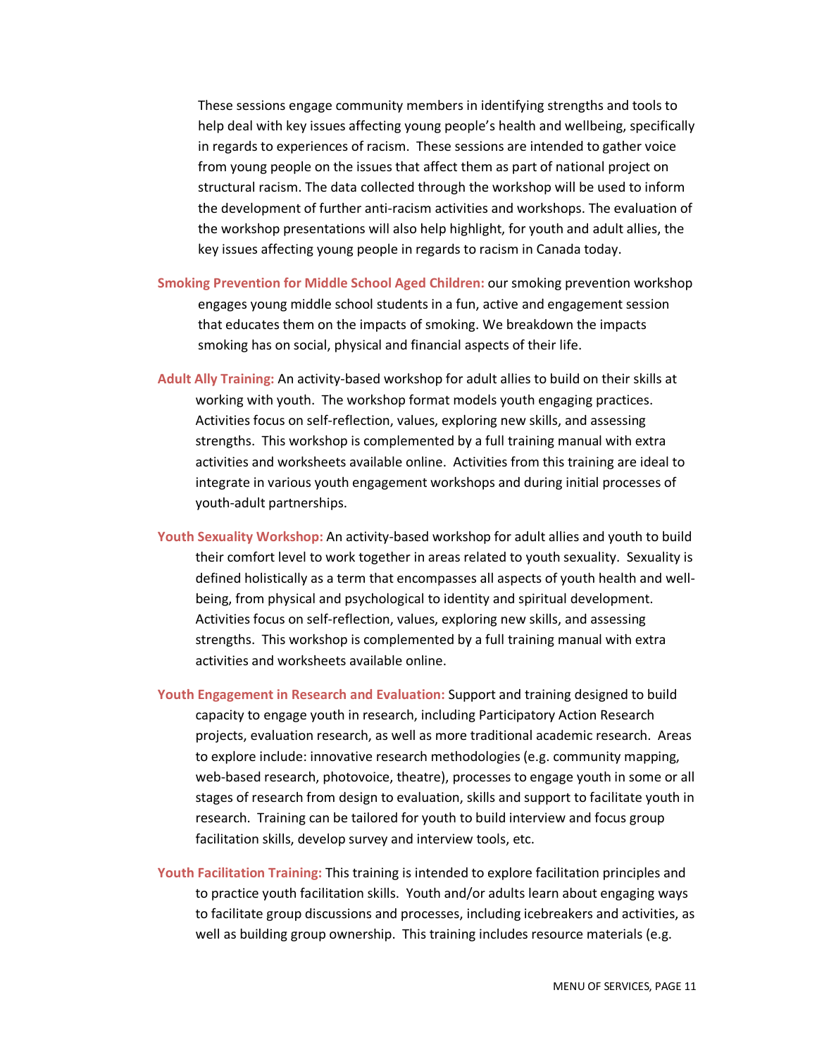These sessions engage community members in identifying strengths and tools to help deal with key issues affecting young people's health and wellbeing, specifically in regards to experiences of racism. These sessions are intended to gather voice from young people on the issues that affect them as part of national project on structural racism. The data collected through the workshop will be used to inform the development of further anti-racism activities and workshops. The evaluation of the workshop presentations will also help highlight, for youth and adult allies, the key issues affecting young people in regards to racism in Canada today.

**Smoking Prevention for Middle School Aged Children:** our smoking prevention workshop engages young middle school students in a fun, active and engagement session that educates them on the impacts of smoking. We breakdown the impacts smoking has on social, physical and financial aspects of their life.

**Adult Ally Training:** An activity-based workshop for adult allies to build on their skills at working with youth. The workshop format models youth engaging practices. Activities focus on self-reflection, values, exploring new skills, and assessing strengths. This workshop is complemented by a full training manual with extra activities and worksheets available online. Activities from this training are ideal to integrate in various youth engagement workshops and during initial processes of youth-adult partnerships.

**Youth Sexuality Workshop:** An activity-based workshop for adult allies and youth to build their comfort level to work together in areas related to youth sexuality. Sexuality is defined holistically as a term that encompasses all aspects of youth health and well-being, from physical and psychological to identity and spiritual development. Activities focus on self-reflection, values, exploring new skills, and assessing strengths. This workshop is complemented by a full training manual with extra activities and worksheets available online.

**Youth Engagement in Research and Evaluation:** Support and training designed to build capacity to engage youth in research, including Participatory Action Research projects, evaluation research, as well as more traditional academic research. Areas to explore include: innovative research methodologies (e.g. community mapping, web-based research, photovoice, theatre), processes to engage youth in some or all stages of research from design to evaluation, skills and support to facilitate youth in research. Training can be tailored for youth to build interview and focus group facilitation skills, develop survey and interview tools, etc.

**Youth Facilitation Training:** This training is intended to explore facilitation principles and to practice youth facilitation skills. Youth and/or adults learn about engaging ways to facilitate group discussions and processes, including icebreakers and activities, as well as building group ownership. This training includes resource materials (e.g.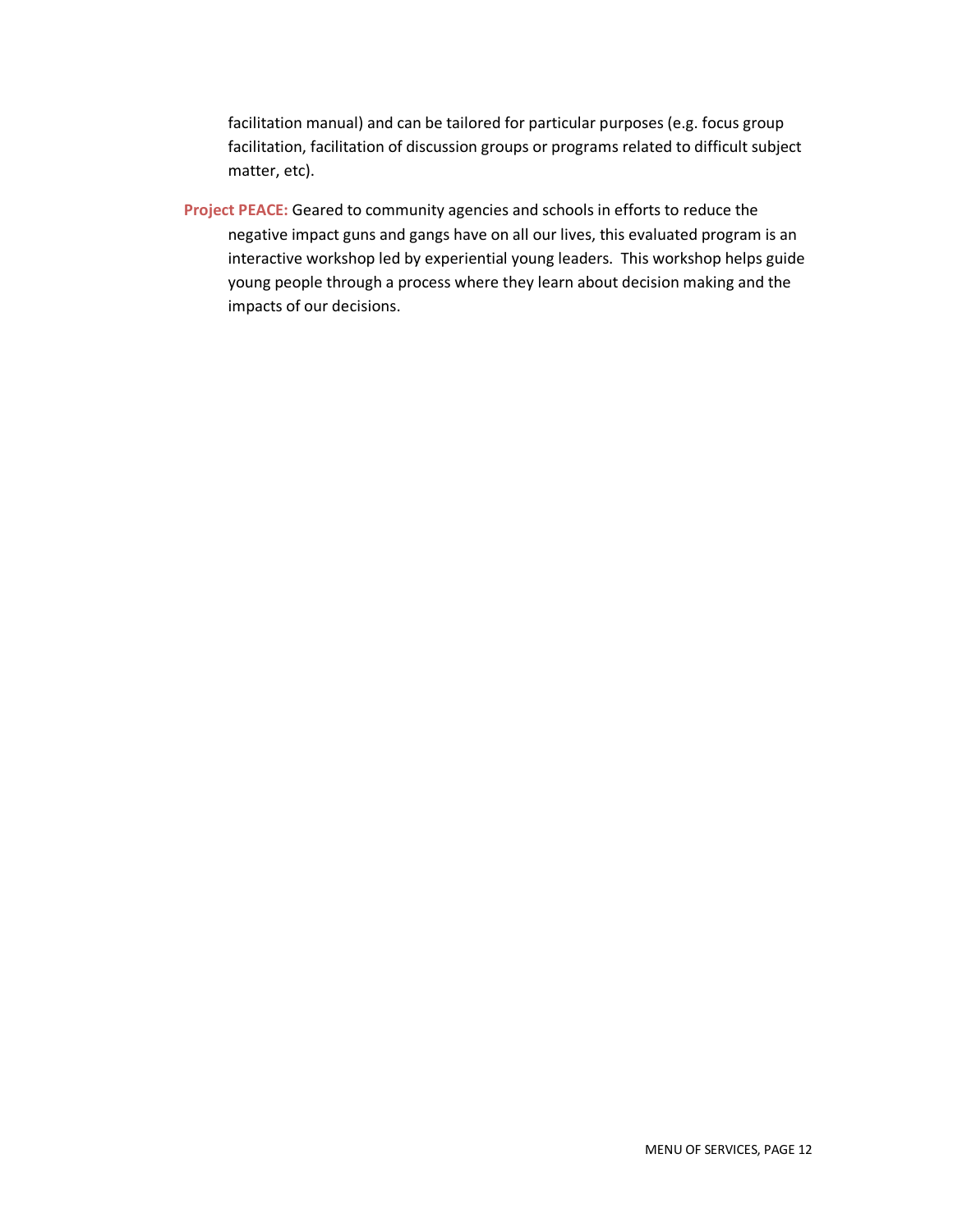facilitation manual) and can be tailored for particular purposes (e.g. focus group facilitation, facilitation of discussion groups or programs related to difficult subject matter, etc).

**Project PEACE:** Geared to community agencies and schools in efforts to reduce the negative impact guns and gangs have on all our lives, this evaluated program is an interactive workshop led by experiential young leaders. This workshop helps guide young people through a process where they learn about decision making and the impacts of our decisions.